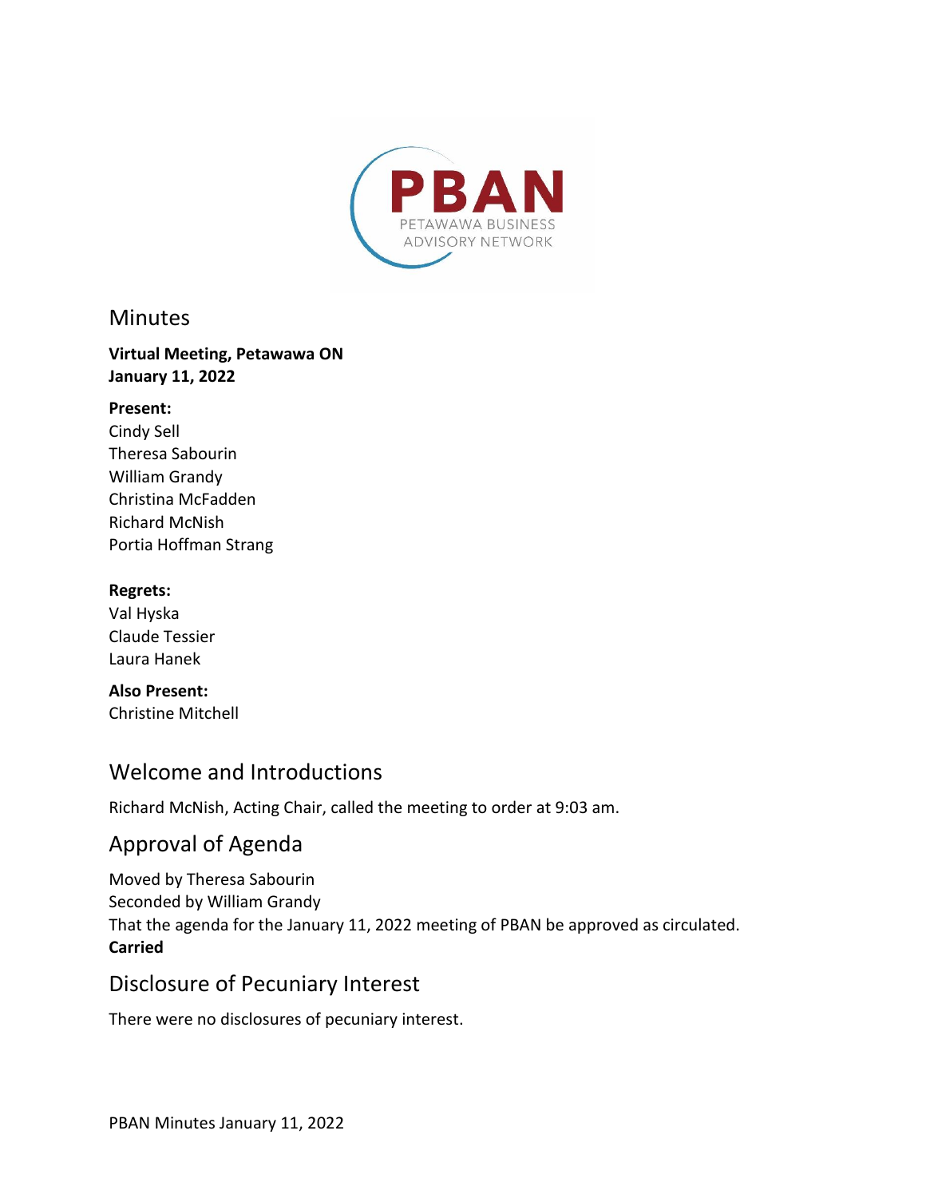PBAN

PETAWAWA BUSINESS ADVISORY NETWORK

# Minutes

**Virtual Meeting, Petawawa ON**
**January 11, 2022**

**Present:**
Cindy Sell
Theresa Sabourin
William Grandy
Christina McFadden
Richard McNish
Portia Hoffman Strang

**Regrets:**
Val Hyska
Claude Tessier
Laura Hanek

**Also Present:**
Christine Mitchell

## Welcome and Introductions

Richard McNish, Acting Chair, called the meeting to order at 9:03 am.

## Approval of Agenda

Moved by Theresa Sabourin
Seconded by William Grandy
That the agenda for the January 11, 2022 meeting of PBAN be approved as circulated.
**Carried**

## Disclosure of Pecuniary Interest

There were no disclosures of pecuniary interest.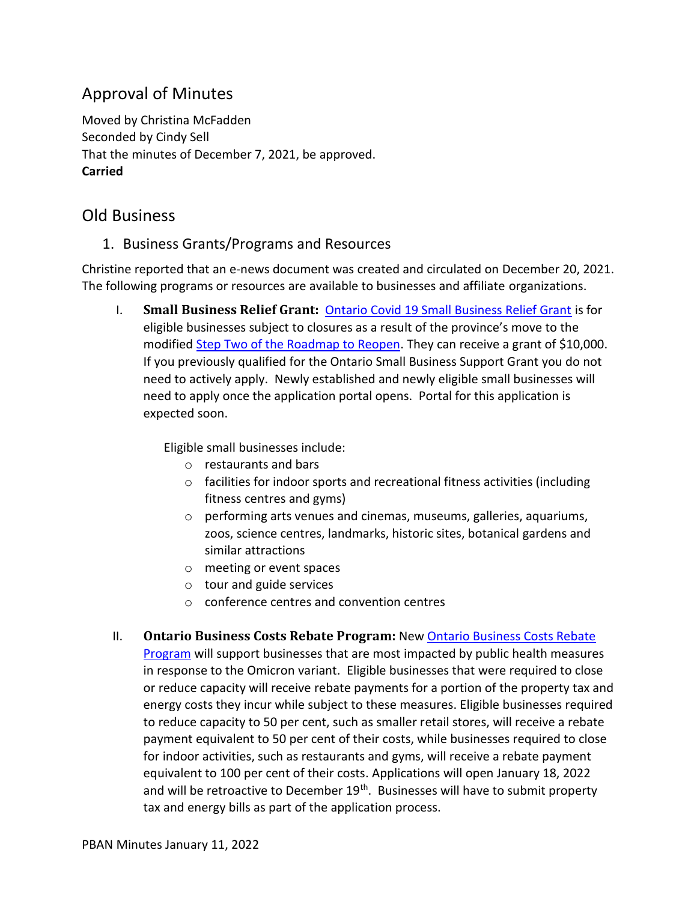## Approval of Minutes

Moved by Christina McFadden
Seconded by Cindy Sell
That the minutes of December 7, 2021, be approved.
**Carried**

## Old Business

### 1. Business Grants/Programs and Resources

Christine reported that an e-news document was created and circulated on December 20, 2021. The following programs or resources are available to businesses and affiliate organizations.

I. **Small Business Relief Grant:** Ontario Covid 19 Small Business Relief Grant is for eligible businesses subject to closures as a result of the province's move to the modified Step Two of the Roadmap to Reopen. They can receive a grant of $10,000. If you previously qualified for the Ontario Small Business Support Grant you do not need to actively apply. Newly established and newly eligible small businesses will need to apply once the application portal opens. Portal for this application is expected soon.

   Eligible small businesses include:
   - restaurants and bars
   - facilities for indoor sports and recreational fitness activities (including fitness centres and gyms)
   - performing arts venues and cinemas, museums, galleries, aquariums, zoos, science centres, landmarks, historic sites, botanical gardens and similar attractions
   - meeting or event spaces
   - tour and guide services
   - conference centres and convention centres

II. **Ontario Business Costs Rebate Program:** New Ontario Business Costs Rebate Program will support businesses that are most impacted by public health measures in response to the Omicron variant. Eligible businesses that were required to close or reduce capacity will receive rebate payments for a portion of the property tax and energy costs they incur while subject to these measures. Eligible businesses required to reduce capacity to 50 per cent, such as smaller retail stores, will receive a rebate payment equivalent to 50 per cent of their costs, while businesses required to close for indoor activities, such as restaurants and gyms, will receive a rebate payment equivalent to 100 per cent of their costs. Applications will open January 18, 2022 and will be retroactive to December 19th. Businesses will have to submit property tax and energy bills as part of the application process.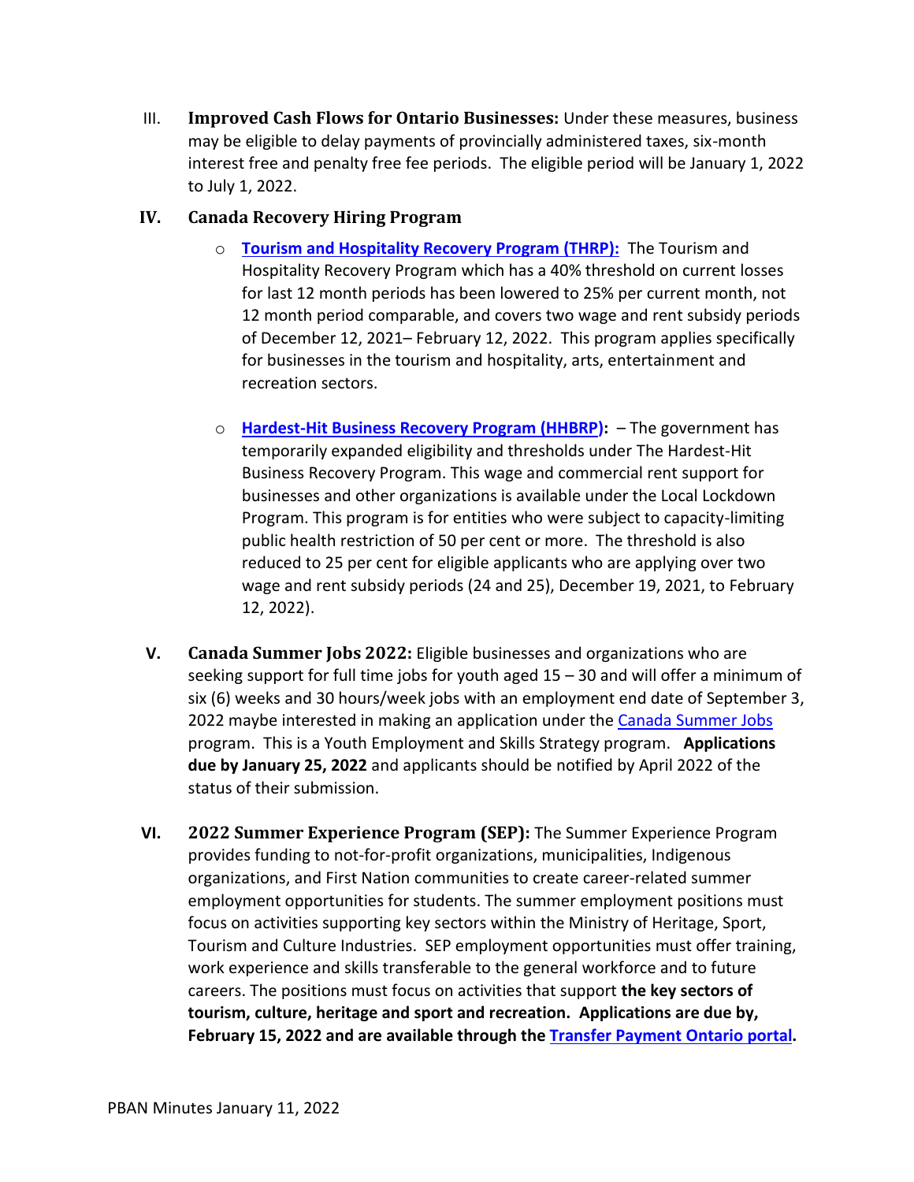III. **Improved Cash Flows for Ontario Businesses:** Under these measures, business may be eligible to delay payments of provincially administered taxes, six-month interest free and penalty free fee periods. The eligible period will be January 1, 2022 to July 1, 2022.

IV. **Canada Recovery Hiring Program**

- **Tourism and Hospitality Recovery Program (THRP):** The Tourism and Hospitality Recovery Program which has a 40% threshold on current losses for last 12 month periods has been lowered to 25% per current month, not 12 month period comparable, and covers two wage and rent subsidy periods of December 12, 2021– February 12, 2022. This program applies specifically for businesses in the tourism and hospitality, arts, entertainment and recreation sectors.

- **Hardest-Hit Business Recovery Program (HHBRP):** – The government has temporarily expanded eligibility and thresholds under The Hardest-Hit Business Recovery Program. This wage and commercial rent support for businesses and other organizations is available under the Local Lockdown Program. This program is for entities who were subject to capacity-limiting public health restriction of 50 per cent or more. The threshold is also reduced to 25 per cent for eligible applicants who are applying over two wage and rent subsidy periods (24 and 25), December 19, 2021, to February 12, 2022).

V. **Canada Summer Jobs 2022:** Eligible businesses and organizations who are seeking support for full time jobs for youth aged 15 – 30 and will offer a minimum of six (6) weeks and 30 hours/week jobs with an employment end date of September 3, 2022 maybe interested in making an application under the Canada Summer Jobs program. This is a Youth Employment and Skills Strategy program. **Applications due by January 25, 2022** and applicants should be notified by April 2022 of the status of their submission.

VI. **2022 Summer Experience Program (SEP):** The Summer Experience Program provides funding to not-for-profit organizations, municipalities, Indigenous organizations, and First Nation communities to create career-related summer employment opportunities for students. The summer employment positions must focus on activities supporting key sectors within the Ministry of Heritage, Sport, Tourism and Culture Industries. SEP employment opportunities must offer training, work experience and skills transferable to the general workforce and to future careers. The positions must focus on activities that support **the key sectors of tourism, culture, heritage and sport and recreation. Applications are due by, February 15, 2022 and are available through the Transfer Payment Ontario portal.**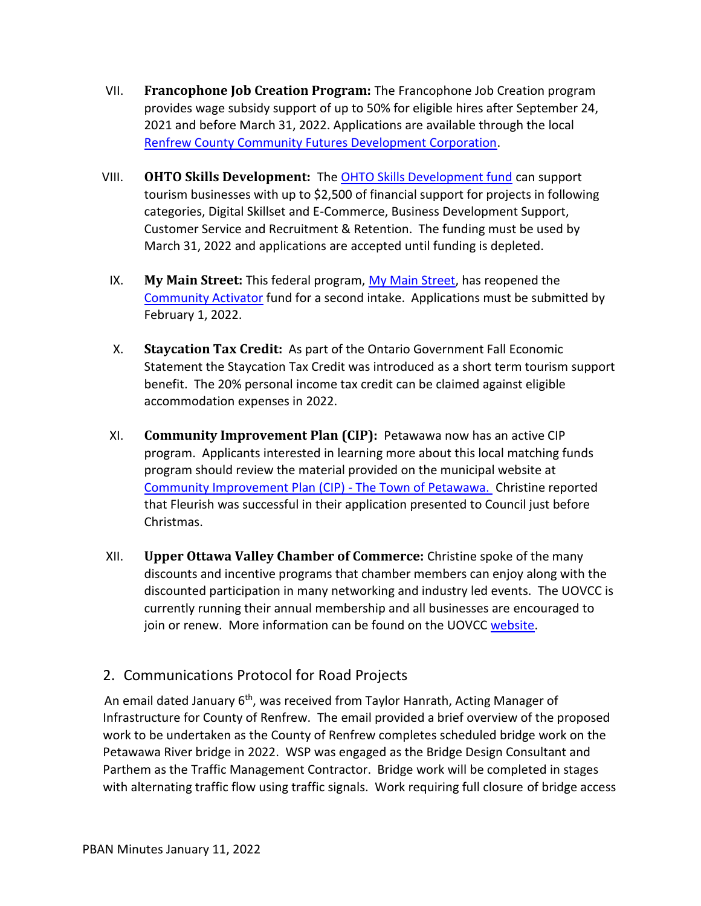VII. **Francophone Job Creation Program:** The Francophone Job Creation program provides wage subsidy support of up to 50% for eligible hires after September 24, 2021 and before March 31, 2022. Applications are available through the local Renfrew County Community Futures Development Corporation.

VIII. **OHTO Skills Development:** The OHTO Skills Development fund can support tourism businesses with up to $2,500 of financial support for projects in following categories, Digital Skillset and E-Commerce, Business Development Support, Customer Service and Recruitment & Retention. The funding must be used by March 31, 2022 and applications are accepted until funding is depleted.

IX. **My Main Street:** This federal program, My Main Street, has reopened the Community Activator fund for a second intake. Applications must be submitted by February 1, 2022.

X. **Staycation Tax Credit:** As part of the Ontario Government Fall Economic Statement the Staycation Tax Credit was introduced as a short term tourism support benefit. The 20% personal income tax credit can be claimed against eligible accommodation expenses in 2022.

XI. **Community Improvement Plan (CIP):** Petawawa now has an active CIP program. Applicants interested in learning more about this local matching funds program should review the material provided on the municipal website at Community Improvement Plan (CIP) - The Town of Petawawa. Christine reported that Fleurish was successful in their application presented to Council just before Christmas.

XII. **Upper Ottawa Valley Chamber of Commerce:** Christine spoke of the many discounts and incentive programs that chamber members can enjoy along with the discounted participation in many networking and industry led events. The UOVCC is currently running their annual membership and all businesses are encouraged to join or renew. More information can be found on the UOVCC website.

## 2. Communications Protocol for Road Projects

An email dated January 6th, was received from Taylor Hanrath, Acting Manager of Infrastructure for County of Renfrew. The email provided a brief overview of the proposed work to be undertaken as the County of Renfrew completes scheduled bridge work on the Petawawa River bridge in 2022. WSP was engaged as the Bridge Design Consultant and Parthem as the Traffic Management Contractor. Bridge work will be completed in stages with alternating traffic flow using traffic signals. Work requiring full closure of bridge access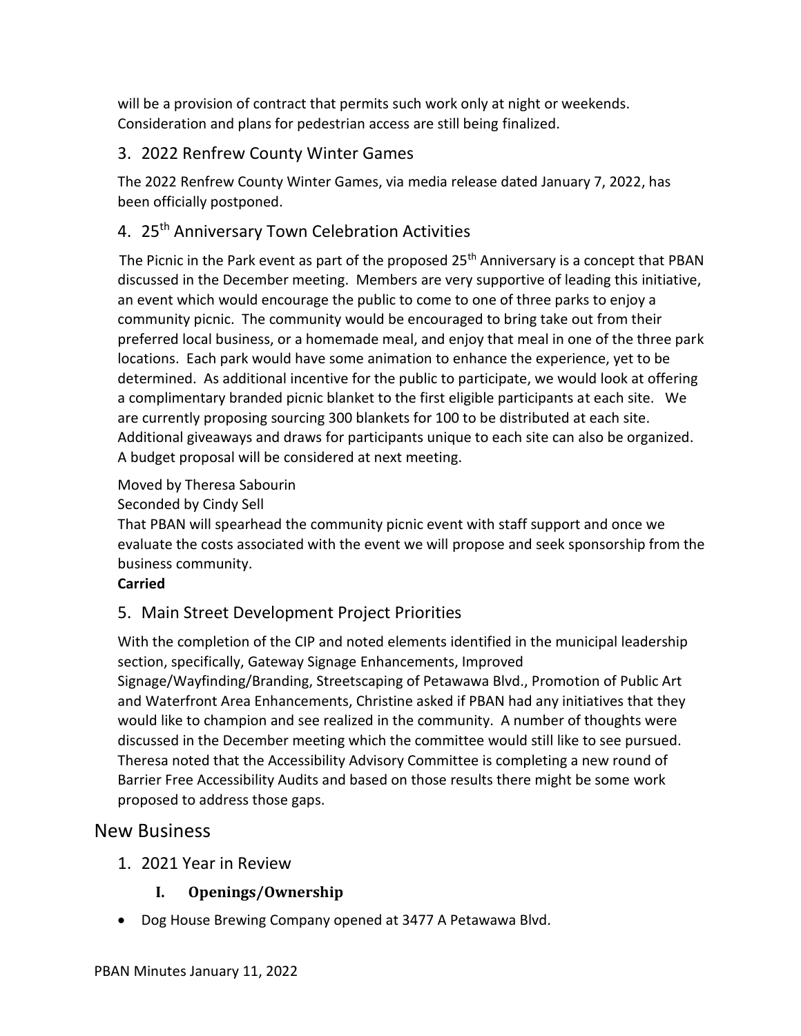will be a provision of contract that permits such work only at night or weekends. Consideration and plans for pedestrian access are still being finalized.

## 3. 2022 Renfrew County Winter Games

The 2022 Renfrew County Winter Games, via media release dated January 7, 2022, has been officially postponed.

## 4. 25th Anniversary Town Celebration Activities

The Picnic in the Park event as part of the proposed 25th Anniversary is a concept that PBAN discussed in the December meeting. Members are very supportive of leading this initiative, an event which would encourage the public to come to one of three parks to enjoy a community picnic. The community would be encouraged to bring take out from their preferred local business, or a homemade meal, and enjoy that meal in one of the three park locations. Each park would have some animation to enhance the experience, yet to be determined. As additional incentive for the public to participate, we would look at offering a complimentary branded picnic blanket to the first eligible participants at each site. We are currently proposing sourcing 300 blankets for 100 to be distributed at each site. Additional giveaways and draws for participants unique to each site can also be organized. A budget proposal will be considered at next meeting.

Moved by Theresa Sabourin
Seconded by Cindy Sell
That PBAN will spearhead the community picnic event with staff support and once we evaluate the costs associated with the event we will propose and seek sponsorship from the business community.
**Carried**

## 5. Main Street Development Project Priorities

With the completion of the CIP and noted elements identified in the municipal leadership section, specifically, Gateway Signage Enhancements, Improved Signage/Wayfinding/Branding, Streetscaping of Petawawa Blvd., Promotion of Public Art and Waterfront Area Enhancements, Christine asked if PBAN had any initiatives that they would like to champion and see realized in the community. A number of thoughts were discussed in the December meeting which the committee would still like to see pursued. Theresa noted that the Accessibility Advisory Committee is completing a new round of Barrier Free Accessibility Audits and based on those results there might be some work proposed to address those gaps.

# New Business

## 1. 2021 Year in Review

### I. Openings/Ownership

- Dog House Brewing Company opened at 3477 A Petawawa Blvd.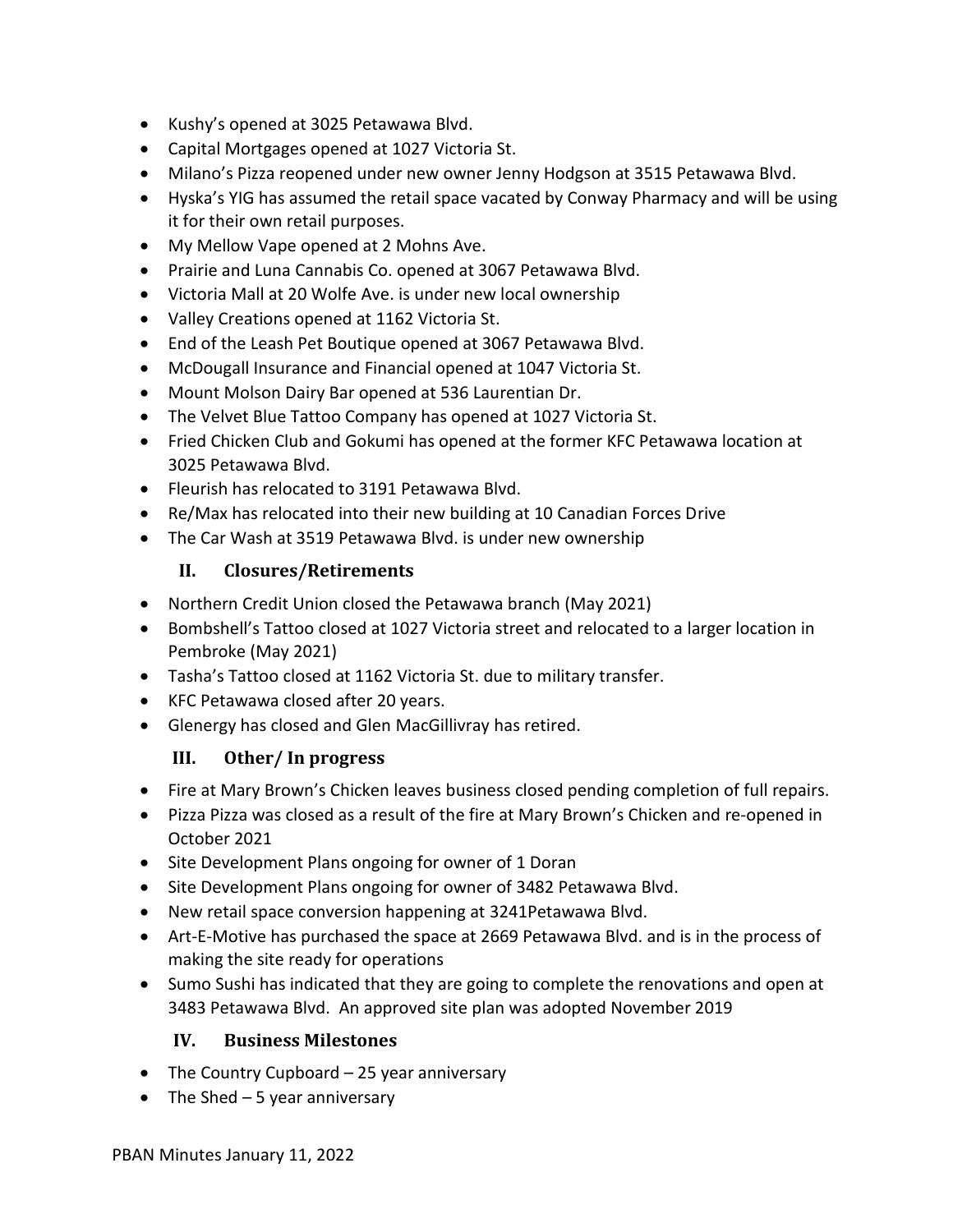- Kushy's opened at 3025 Petawawa Blvd.
- Capital Mortgages opened at 1027 Victoria St.
- Milano's Pizza reopened under new owner Jenny Hodgson at 3515 Petawawa Blvd.
- Hyska's YIG has assumed the retail space vacated by Conway Pharmacy and will be using it for their own retail purposes.
- My Mellow Vape opened at 2 Mohns Ave.
- Prairie and Luna Cannabis Co. opened at 3067 Petawawa Blvd.
- Victoria Mall at 20 Wolfe Ave. is under new local ownership
- Valley Creations opened at 1162 Victoria St.
- End of the Leash Pet Boutique opened at 3067 Petawawa Blvd.
- McDougall Insurance and Financial opened at 1047 Victoria St.
- Mount Molson Dairy Bar opened at 536 Laurentian Dr.
- The Velvet Blue Tattoo Company has opened at 1027 Victoria St.
- Fried Chicken Club and Gokumi has opened at the former KFC Petawawa location at 3025 Petawawa Blvd.
- Fleurish has relocated to 3191 Petawawa Blvd.
- Re/Max has relocated into their new building at 10 Canadian Forces Drive
- The Car Wash at 3519 Petawawa Blvd. is under new ownership

## II. Closures/Retirements

- Northern Credit Union closed the Petawawa branch (May 2021)
- Bombshell's Tattoo closed at 1027 Victoria street and relocated to a larger location in Pembroke (May 2021)
- Tasha's Tattoo closed at 1162 Victoria St. due to military transfer.
- KFC Petawawa closed after 20 years.
- Glenergy has closed and Glen MacGillivray has retired.

## III. Other/ In progress

- Fire at Mary Brown's Chicken leaves business closed pending completion of full repairs.
- Pizza Pizza was closed as a result of the fire at Mary Brown's Chicken and re-opened in October 2021
- Site Development Plans ongoing for owner of 1 Doran
- Site Development Plans ongoing for owner of 3482 Petawawa Blvd.
- New retail space conversion happening at 3241Petawawa Blvd.
- Art-E-Motive has purchased the space at 2669 Petawawa Blvd. and is in the process of making the site ready for operations
- Sumo Sushi has indicated that they are going to complete the renovations and open at 3483 Petawawa Blvd. An approved site plan was adopted November 2019

## IV. Business Milestones

- The Country Cupboard – 25 year anniversary
- The Shed – 5 year anniversary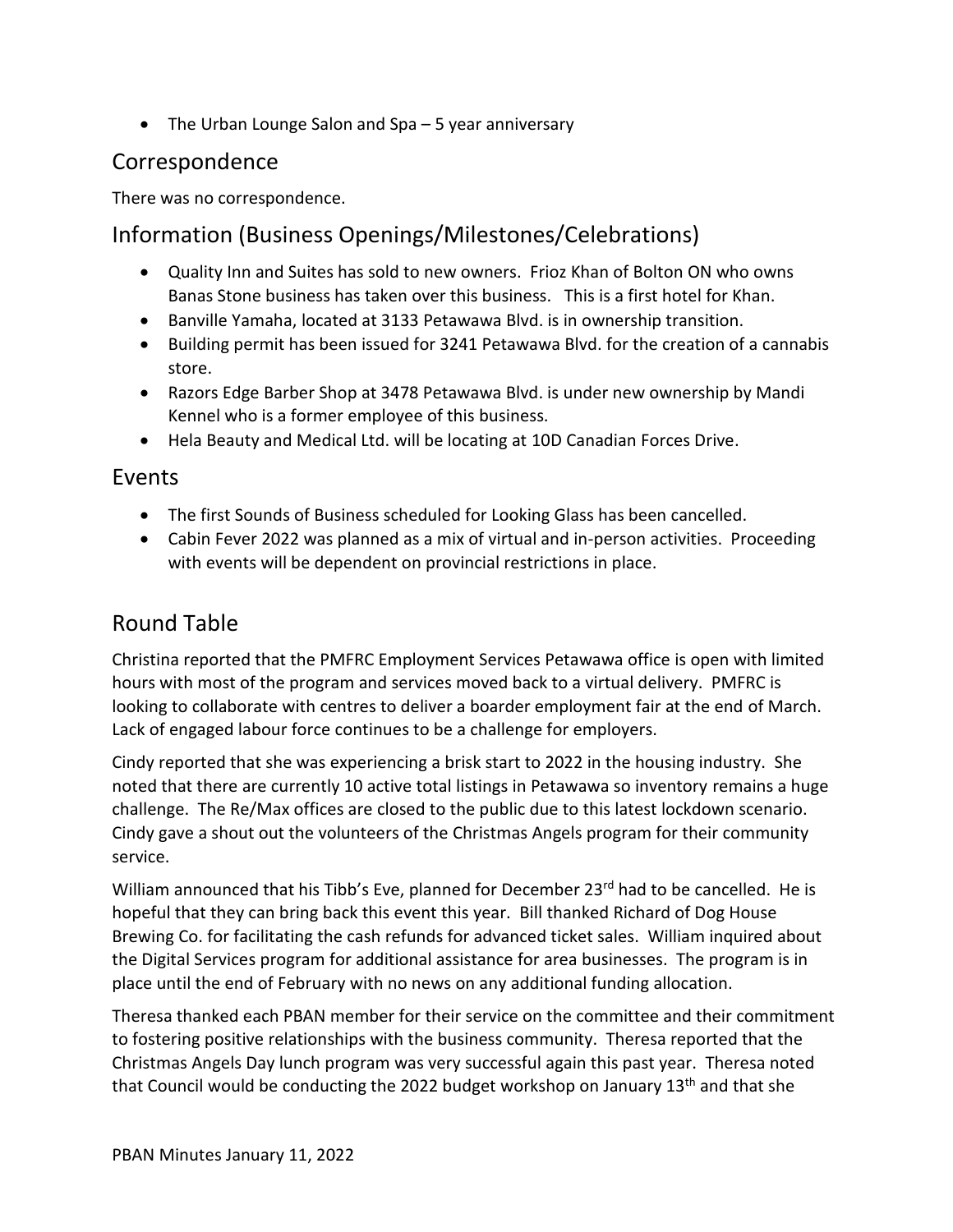- The Urban Lounge Salon and Spa – 5 year anniversary

## Correspondence

There was no correspondence.

## Information (Business Openings/Milestones/Celebrations)

- Quality Inn and Suites has sold to new owners. Frioz Khan of Bolton ON who owns Banas Stone business has taken over this business. This is a first hotel for Khan.
- Banville Yamaha, located at 3133 Petawawa Blvd. is in ownership transition.
- Building permit has been issued for 3241 Petawawa Blvd. for the creation of a cannabis store.
- Razors Edge Barber Shop at 3478 Petawawa Blvd. is under new ownership by Mandi Kennel who is a former employee of this business.
- Hela Beauty and Medical Ltd. will be locating at 10D Canadian Forces Drive.

## Events

- The first Sounds of Business scheduled for Looking Glass has been cancelled.
- Cabin Fever 2022 was planned as a mix of virtual and in-person activities. Proceeding with events will be dependent on provincial restrictions in place.

## Round Table

Christina reported that the PMFRC Employment Services Petawawa office is open with limited hours with most of the program and services moved back to a virtual delivery. PMFRC is looking to collaborate with centres to deliver a boarder employment fair at the end of March. Lack of engaged labour force continues to be a challenge for employers.

Cindy reported that she was experiencing a brisk start to 2022 in the housing industry. She noted that there are currently 10 active total listings in Petawawa so inventory remains a huge challenge. The Re/Max offices are closed to the public due to this latest lockdown scenario. Cindy gave a shout out the volunteers of the Christmas Angels program for their community service.

William announced that his Tibb's Eve, planned for December 23rd had to be cancelled. He is hopeful that they can bring back this event this year. Bill thanked Richard of Dog House Brewing Co. for facilitating the cash refunds for advanced ticket sales. William inquired about the Digital Services program for additional assistance for area businesses. The program is in place until the end of February with no news on any additional funding allocation.

Theresa thanked each PBAN member for their service on the committee and their commitment to fostering positive relationships with the business community. Theresa reported that the Christmas Angels Day lunch program was very successful again this past year. Theresa noted that Council would be conducting the 2022 budget workshop on January 13th and that she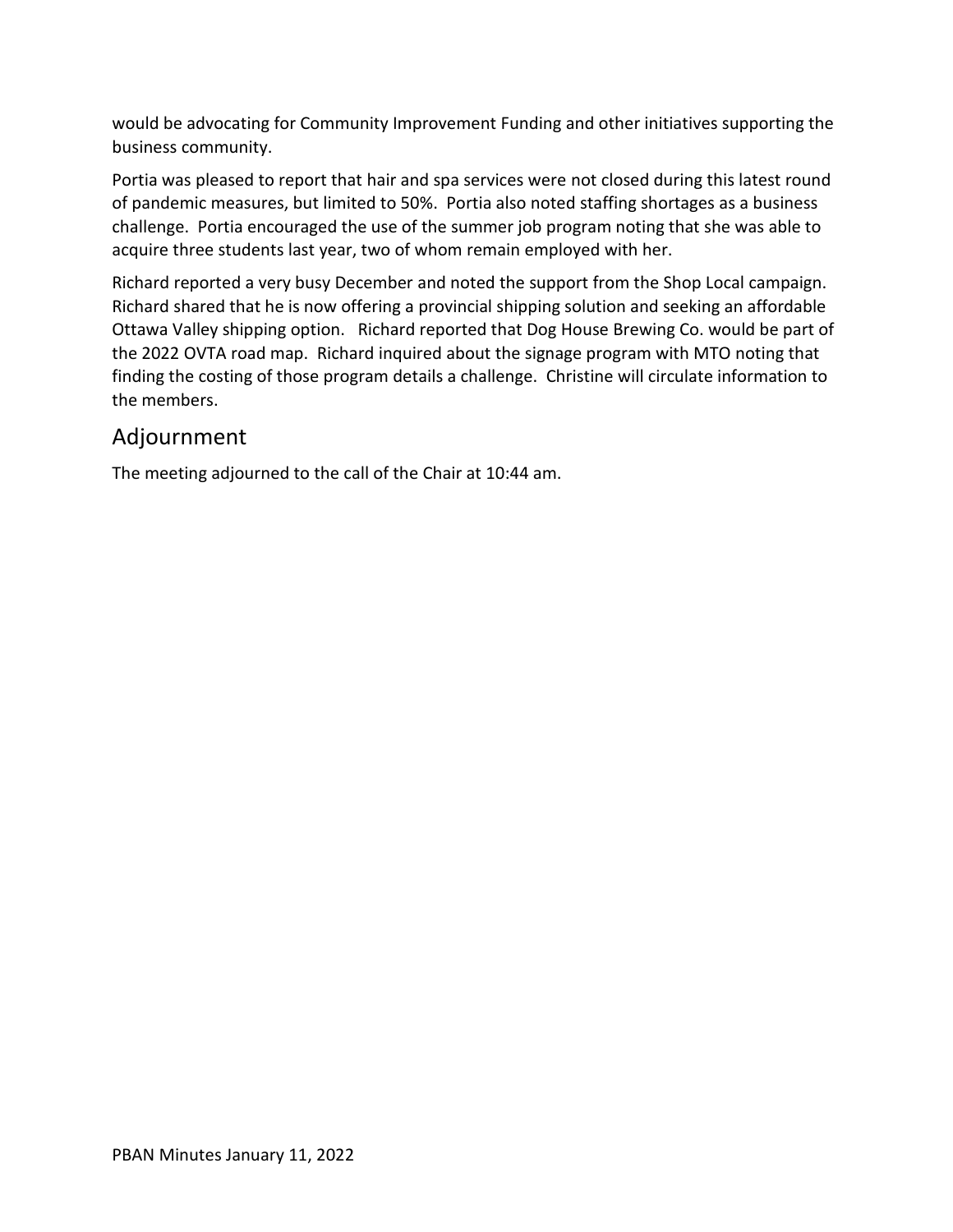would be advocating for Community Improvement Funding and other initiatives supporting the business community.

Portia was pleased to report that hair and spa services were not closed during this latest round of pandemic measures, but limited to 50%. Portia also noted staffing shortages as a business challenge. Portia encouraged the use of the summer job program noting that she was able to acquire three students last year, two of whom remain employed with her.

Richard reported a very busy December and noted the support from the Shop Local campaign. Richard shared that he is now offering a provincial shipping solution and seeking an affordable Ottawa Valley shipping option. Richard reported that Dog House Brewing Co. would be part of the 2022 OVTA road map. Richard inquired about the signage program with MTO noting that finding the costing of those program details a challenge. Christine will circulate information to the members.

## Adjournment

The meeting adjourned to the call of the Chair at 10:44 am.